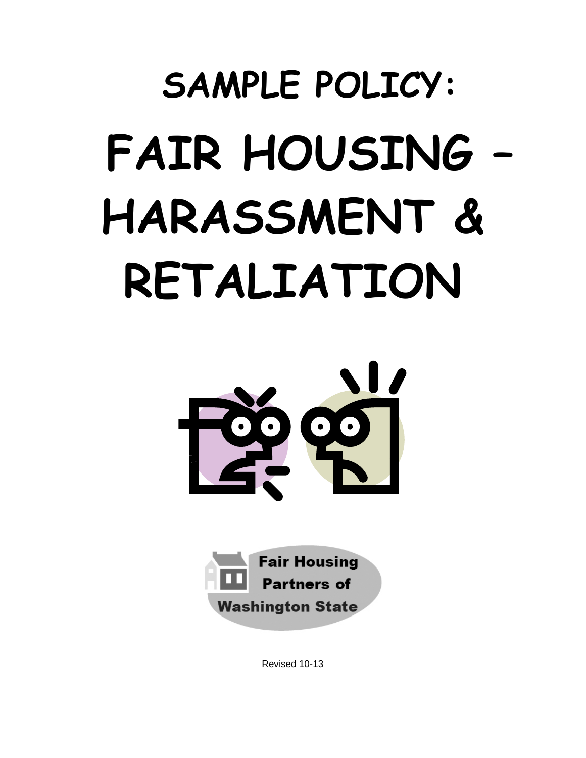# SAMPLE POLICY:

# FAIR HOUSING – HARASSMENT & RETALIATION

Fair Housing Partners of Washington State

Revised 10-13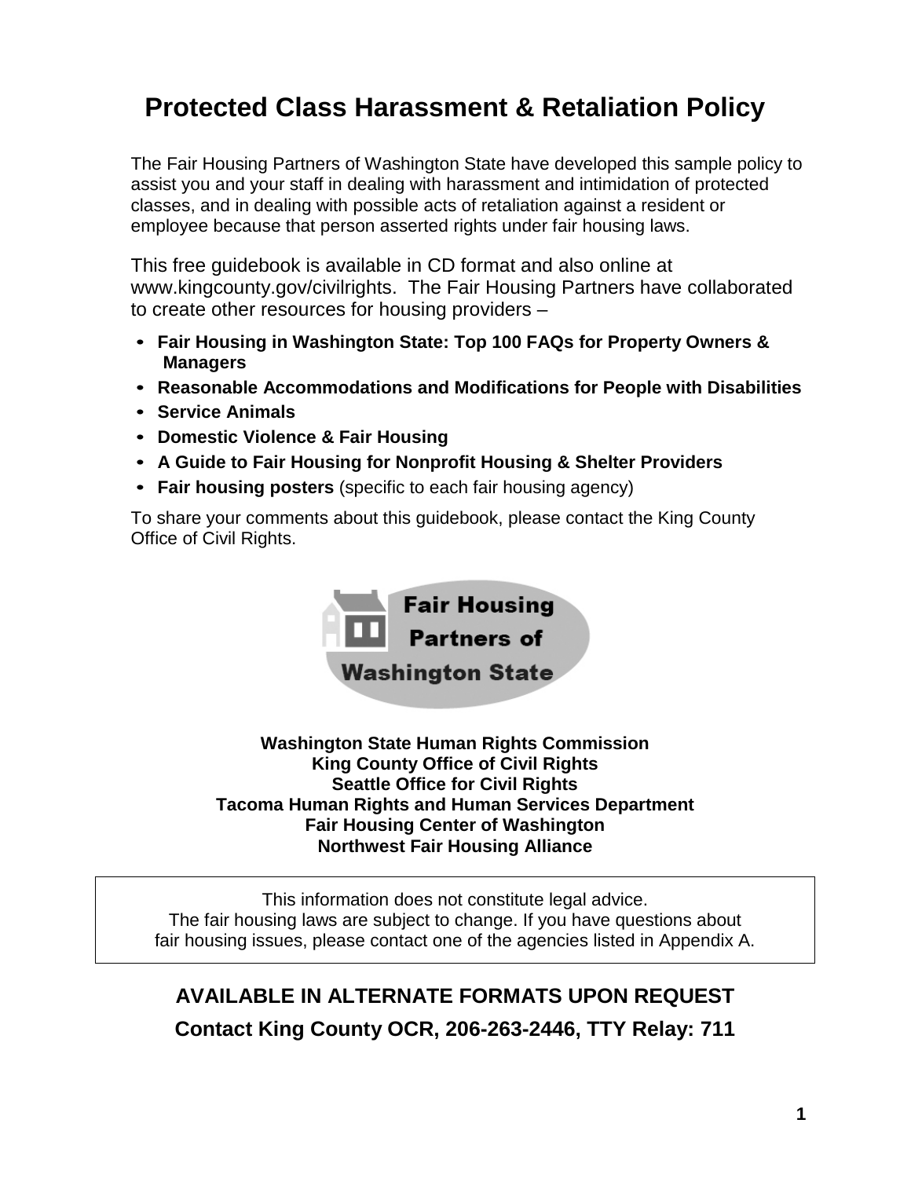# Protected Class Harassment & Retaliation Policy

The Fair Housing Partners of Washington State have developed this sample policy to assist you and your staff in dealing with harassment and intimidation of protected classes, and in dealing with possible acts of retaliation against a resident or employee because that person asserted rights under fair housing laws.

This free guidebook is available in CD format and also online at www.kingcounty.gov/civilrights. The Fair Housing Partners have collaborated to create other resources for housing providers –

- **Fair Housing in Washington State: Top 100 FAQs for Property Owners & Managers**
- **Reasonable Accommodations and Modifications for People with Disabilities**
- **Service Animals**
- **Domestic Violence & Fair Housing**
- **A Guide to Fair Housing for Nonprofit Housing & Shelter Providers**
- **Fair housing posters** (specific to each fair housing agency)

To share your comments about this guidebook, please contact the King County Office of Civil Rights.

**Fair Housing Partners of Washington State**

**Washington State Human Rights Commission**
**King County Office of Civil Rights**
**Seattle Office for Civil Rights**
**Tacoma Human Rights and Human Services Department**
**Fair Housing Center of Washington**
**Northwest Fair Housing Alliance**

This information does not constitute legal advice.
The fair housing laws are subject to change. If you have questions about fair housing issues, please contact one of the agencies listed in Appendix A.

**AVAILABLE IN ALTERNATE FORMATS UPON REQUEST**

**Contact King County OCR, 206-263-2446, TTY Relay: 711**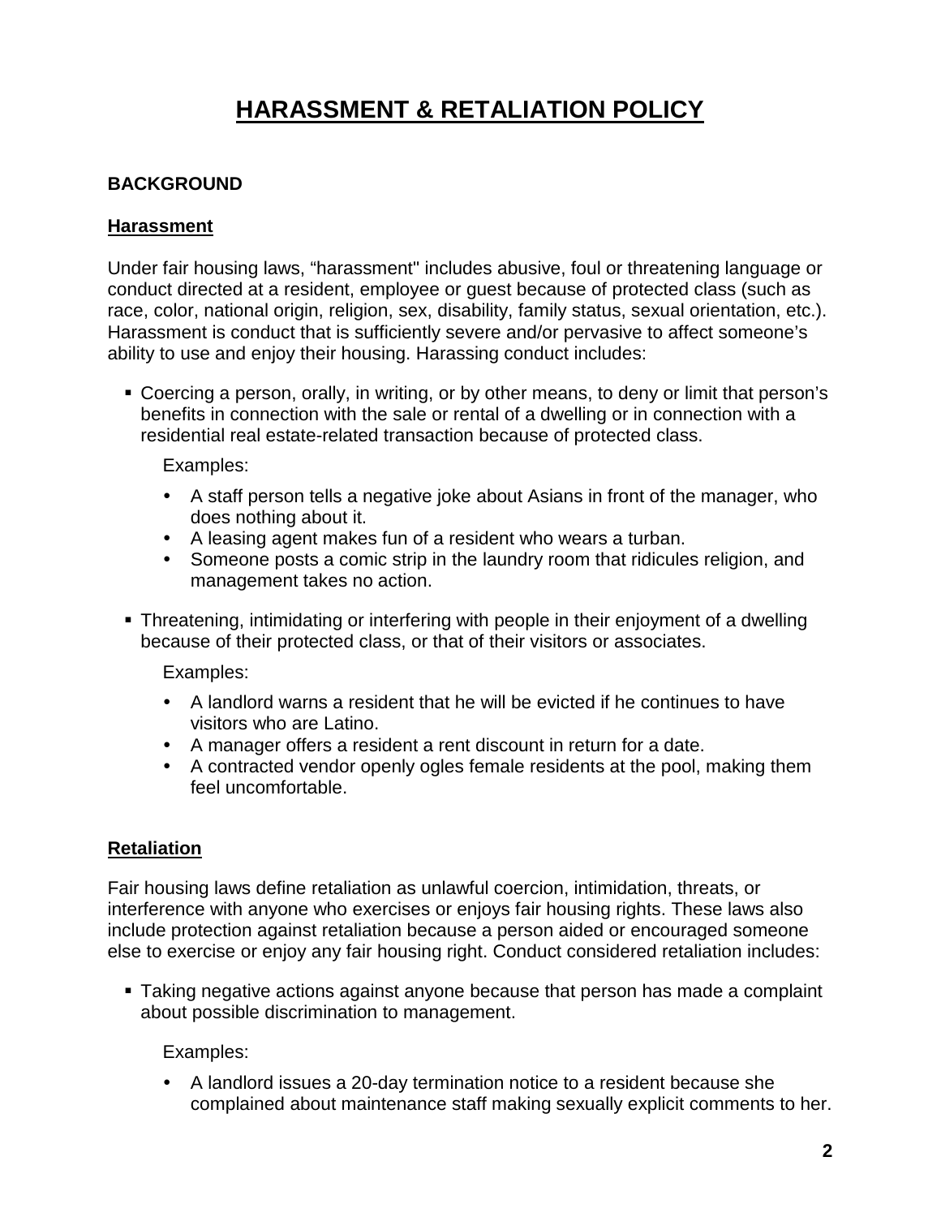# HARASSMENT & RETALIATION POLICY

## BACKGROUND

### Harassment

Under fair housing laws, “harassment" includes abusive, foul or threatening language or conduct directed at a resident, employee or guest because of protected class (such as race, color, national origin, religion, sex, disability, family status, sexual orientation, etc.). Harassment is conduct that is sufficiently severe and/or pervasive to affect someone’s ability to use and enjoy their housing. Harassing conduct includes:

- Coercing a person, orally, in writing, or by other means, to deny or limit that person’s benefits in connection with the sale or rental of a dwelling or in connection with a residential real estate-related transaction because of protected class.

  Examples:

  - A staff person tells a negative joke about Asians in front of the manager, who does nothing about it.
  - A leasing agent makes fun of a resident who wears a turban.
  - Someone posts a comic strip in the laundry room that ridicules religion, and management takes no action.

- Threatening, intimidating or interfering with people in their enjoyment of a dwelling because of their protected class, or that of their visitors or associates.

  Examples:

  - A landlord warns a resident that he will be evicted if he continues to have visitors who are Latino.
  - A manager offers a resident a rent discount in return for a date.
  - A contracted vendor openly ogles female residents at the pool, making them feel uncomfortable.

### Retaliation

Fair housing laws define retaliation as unlawful coercion, intimidation, threats, or interference with anyone who exercises or enjoys fair housing rights. These laws also include protection against retaliation because a person aided or encouraged someone else to exercise or enjoy any fair housing right. Conduct considered retaliation includes:

- Taking negative actions against anyone because that person has made a complaint about possible discrimination to management.

  Examples:

  - A landlord issues a 20-day termination notice to a resident because she complained about maintenance staff making sexually explicit comments to her.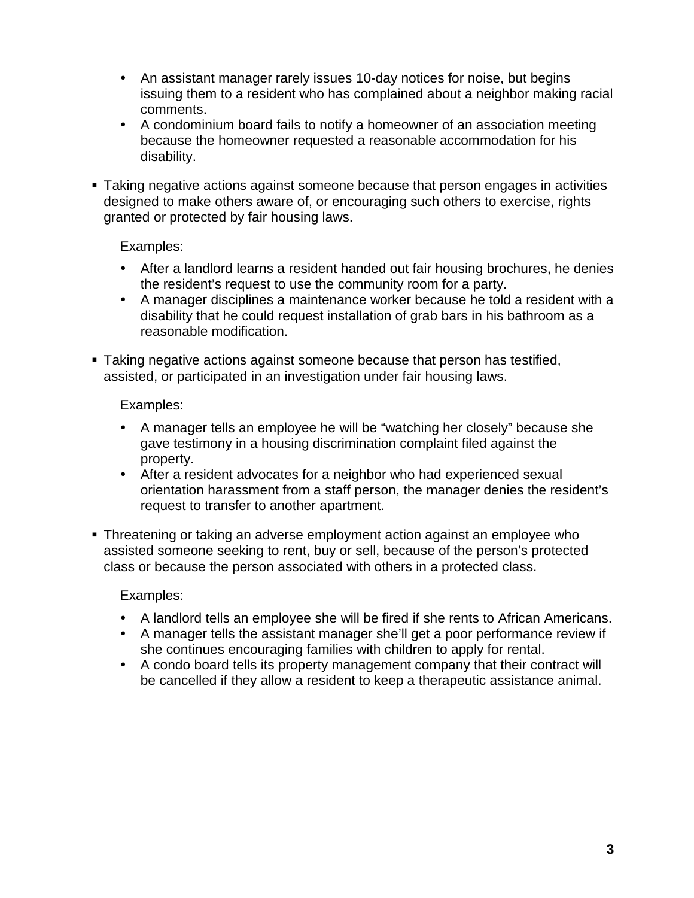- An assistant manager rarely issues 10-day notices for noise, but begins issuing them to a resident who has complained about a neighbor making racial comments.
- A condominium board fails to notify a homeowner of an association meeting because the homeowner requested a reasonable accommodation for his disability.

- Taking negative actions against someone because that person engages in activities designed to make others aware of, or encouraging such others to exercise, rights granted or protected by fair housing laws.

  Examples:

  - After a landlord learns a resident handed out fair housing brochures, he denies the resident's request to use the community room for a party.
  - A manager disciplines a maintenance worker because he told a resident with a disability that he could request installation of grab bars in his bathroom as a reasonable modification.

- Taking negative actions against someone because that person has testified, assisted, or participated in an investigation under fair housing laws.

  Examples:

  - A manager tells an employee he will be "watching her closely" because she gave testimony in a housing discrimination complaint filed against the property.
  - After a resident advocates for a neighbor who had experienced sexual orientation harassment from a staff person, the manager denies the resident's request to transfer to another apartment.

- Threatening or taking an adverse employment action against an employee who assisted someone seeking to rent, buy or sell, because of the person's protected class or because the person associated with others in a protected class.

  Examples:

  - A landlord tells an employee she will be fired if she rents to African Americans.
  - A manager tells the assistant manager she'll get a poor performance review if she continues encouraging families with children to apply for rental.
  - A condo board tells its property management company that their contract will be cancelled if they allow a resident to keep a therapeutic assistance animal.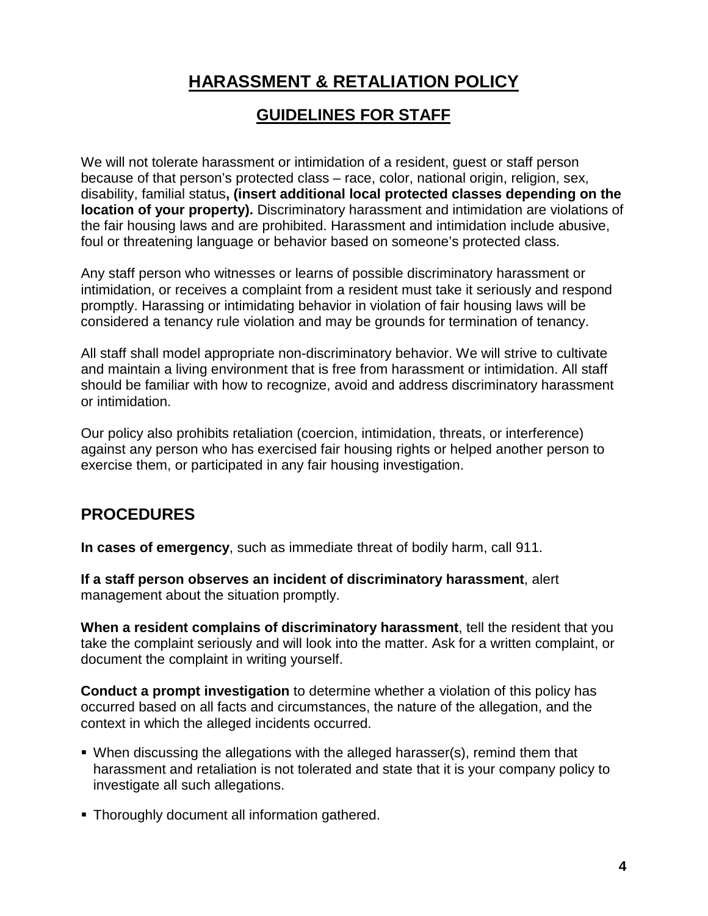# HARASSMENT & RETALIATION POLICY

## GUIDELINES FOR STAFF

We will not tolerate harassment or intimidation of a resident, guest or staff person because of that person's protected class – race, color, national origin, religion, sex, disability, familial status**, (insert additional local protected classes depending on the location of your property).** Discriminatory harassment and intimidation are violations of the fair housing laws and are prohibited. Harassment and intimidation include abusive, foul or threatening language or behavior based on someone's protected class.

Any staff person who witnesses or learns of possible discriminatory harassment or intimidation, or receives a complaint from a resident must take it seriously and respond promptly. Harassing or intimidating behavior in violation of fair housing laws will be considered a tenancy rule violation and may be grounds for termination of tenancy.

All staff shall model appropriate non-discriminatory behavior. We will strive to cultivate and maintain a living environment that is free from harassment or intimidation. All staff should be familiar with how to recognize, avoid and address discriminatory harassment or intimidation.

Our policy also prohibits retaliation (coercion, intimidation, threats, or interference) against any person who has exercised fair housing rights or helped another person to exercise them, or participated in any fair housing investigation.

## PROCEDURES

**In cases of emergency**, such as immediate threat of bodily harm, call 911.

**If a staff person observes an incident of discriminatory harassment**, alert management about the situation promptly.

**When a resident complains of discriminatory harassment**, tell the resident that you take the complaint seriously and will look into the matter. Ask for a written complaint, or document the complaint in writing yourself.

**Conduct a prompt investigation** to determine whether a violation of this policy has occurred based on all facts and circumstances, the nature of the allegation, and the context in which the alleged incidents occurred.

- When discussing the allegations with the alleged harasser(s), remind them that harassment and retaliation is not tolerated and state that it is your company policy to investigate all such allegations.
- Thoroughly document all information gathered.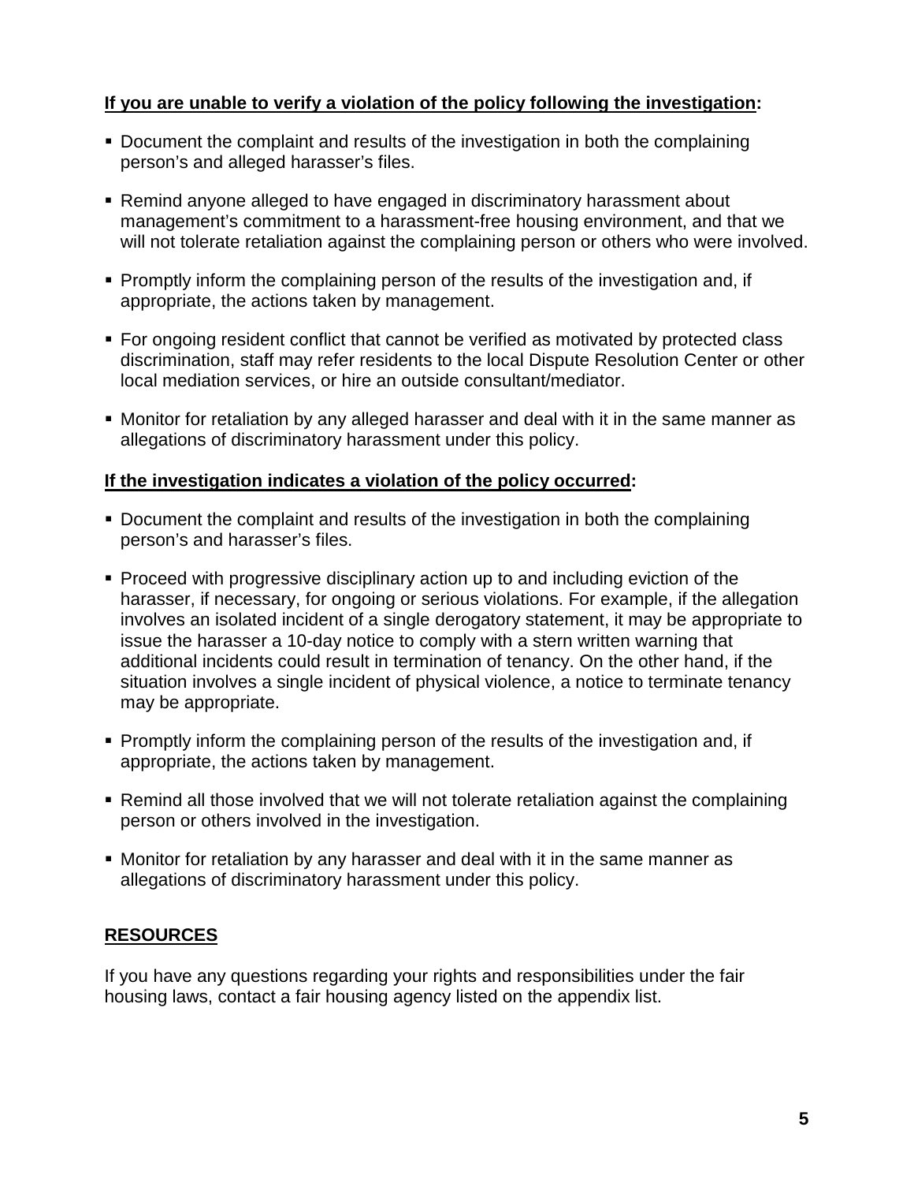**<u>If you are unable to verify a violation of the policy following the investigation</u>:**

- Document the complaint and results of the investigation in both the complaining person's and alleged harasser's files.
- Remind anyone alleged to have engaged in discriminatory harassment about management's commitment to a harassment-free housing environment, and that we will not tolerate retaliation against the complaining person or others who were involved.
- Promptly inform the complaining person of the results of the investigation and, if appropriate, the actions taken by management.
- For ongoing resident conflict that cannot be verified as motivated by protected class discrimination, staff may refer residents to the local Dispute Resolution Center or other local mediation services, or hire an outside consultant/mediator.
- Monitor for retaliation by any alleged harasser and deal with it in the same manner as allegations of discriminatory harassment under this policy.

**<u>If the investigation indicates a violation of the policy occurred</u>:**

- Document the complaint and results of the investigation in both the complaining person's and harasser's files.
- Proceed with progressive disciplinary action up to and including eviction of the harasser, if necessary, for ongoing or serious violations. For example, if the allegation involves an isolated incident of a single derogatory statement, it may be appropriate to issue the harasser a 10-day notice to comply with a stern written warning that additional incidents could result in termination of tenancy. On the other hand, if the situation involves a single incident of physical violence, a notice to terminate tenancy may be appropriate.
- Promptly inform the complaining person of the results of the investigation and, if appropriate, the actions taken by management.
- Remind all those involved that we will not tolerate retaliation against the complaining person or others involved in the investigation.
- Monitor for retaliation by any harasser and deal with it in the same manner as allegations of discriminatory harassment under this policy.

## <u>RESOURCES</u>

If you have any questions regarding your rights and responsibilities under the fair housing laws, contact a fair housing agency listed on the appendix list.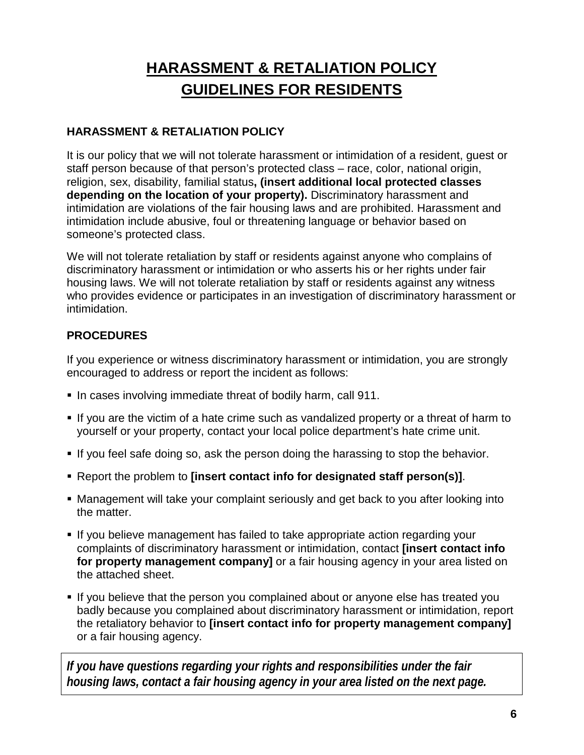# HARASSMENT & RETALIATION POLICY
# GUIDELINES FOR RESIDENTS

## HARASSMENT & RETALIATION POLICY

It is our policy that we will not tolerate harassment or intimidation of a resident, guest or staff person because of that person's protected class – race, color, national origin, religion, sex, disability, familial status**, (insert additional local protected classes depending on the location of your property).** Discriminatory harassment and intimidation are violations of the fair housing laws and are prohibited. Harassment and intimidation include abusive, foul or threatening language or behavior based on someone's protected class.

We will not tolerate retaliation by staff or residents against anyone who complains of discriminatory harassment or intimidation or who asserts his or her rights under fair housing laws. We will not tolerate retaliation by staff or residents against any witness who provides evidence or participates in an investigation of discriminatory harassment or intimidation.

## PROCEDURES

If you experience or witness discriminatory harassment or intimidation, you are strongly encouraged to address or report the incident as follows:

- In cases involving immediate threat of bodily harm, call 911.
- If you are the victim of a hate crime such as vandalized property or a threat of harm to yourself or your property, contact your local police department's hate crime unit.
- If you feel safe doing so, ask the person doing the harassing to stop the behavior.
- Report the problem to **[insert contact info for designated staff person(s)]**.
- Management will take your complaint seriously and get back to you after looking into the matter.
- If you believe management has failed to take appropriate action regarding your complaints of discriminatory harassment or intimidation, contact **[insert contact info for property management company]** or a fair housing agency in your area listed on the attached sheet.
- If you believe that the person you complained about or anyone else has treated you badly because you complained about discriminatory harassment or intimidation, report the retaliatory behavior to **[insert contact info for property management company]** or a fair housing agency.

***If you have questions regarding your rights and responsibilities under the fair housing laws, contact a fair housing agency in your area listed on the next page.***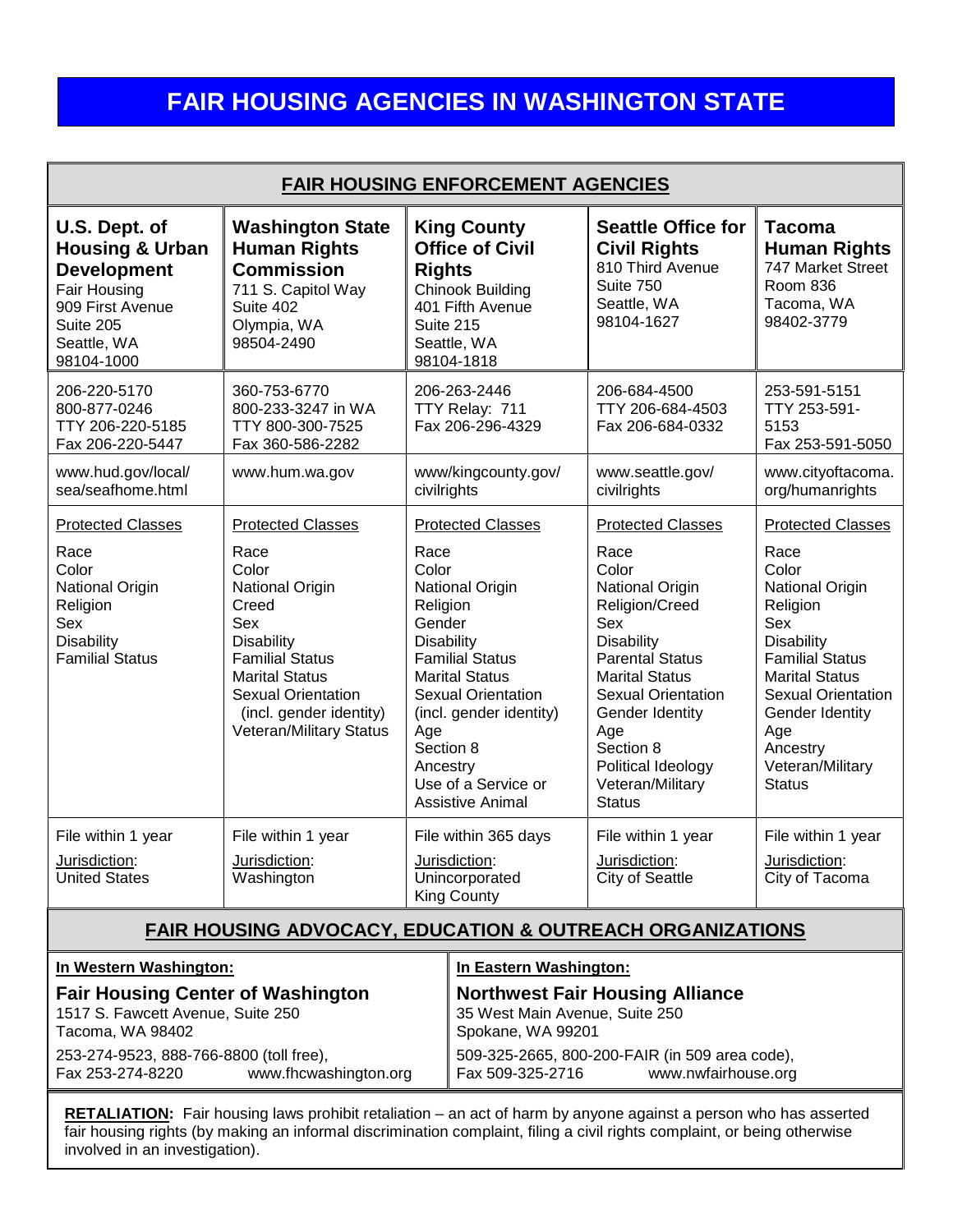# FAIR HOUSING AGENCIES IN WASHINGTON STATE

## FAIR HOUSING ENFORCEMENT AGENCIES

| **U.S. Dept. of Housing & Urban Development** | **Washington State Human Rights Commission** | **King County Office of Civil Rights** | **Seattle Office for Civil Rights** | **Tacoma Human Rights** |
|---|---|---|---|---|
| Fair Housing<br>909 First Avenue<br>Suite 205<br>Seattle, WA<br>98104-1000 | 711 S. Capitol Way<br>Suite 402<br>Olympia, WA<br>98504-2490 | Chinook Building<br>401 Fifth Avenue<br>Suite 215<br>Seattle, WA<br>98104-1818 | 810 Third Avenue<br>Suite 750<br>Seattle, WA<br>98104-1627 | 747 Market Street<br>Room 836<br>Tacoma, WA<br>98402-3779 |
| 206-220-5170<br>800-877-0246<br>TTY 206-220-5185<br>Fax 206-220-5447 | 360-753-6770<br>800-233-3247 in WA<br>TTY 800-300-7525<br>Fax 360-586-2282 | 206-263-2446<br>TTY Relay: 711<br>Fax 206-296-4329 | 206-684-4500<br>TTY 206-684-4503<br>Fax 206-684-0332 | 253-591-5151<br>TTY 253-591-5153<br>Fax 253-591-5050 |
| www.hud.gov/local/sea/seafhome.html | www.hum.wa.gov | www/kingcounty.gov/civilrights | www.seattle.gov/civilrights | www.cityoftacoma.org/humanrights |
| Protected Classes<br><br>Race<br>Color<br>National Origin<br>Religion<br>Sex<br>Disability<br>Familial Status | Protected Classes<br><br>Race<br>Color<br>National Origin<br>Creed<br>Sex<br>Disability<br>Familial Status<br>Marital Status<br>Sexual Orientation (incl. gender identity)<br>Veteran/Military Status | Protected Classes<br><br>Race<br>Color<br>National Origin<br>Religion<br>Gender<br>Disability<br>Familial Status<br>Marital Status<br>Sexual Orientation (incl. gender identity)<br>Age<br>Section 8<br>Ancestry<br>Use of a Service or Assistive Animal | Protected Classes<br><br>Race<br>Color<br>National Origin<br>Religion/Creed<br>Sex<br>Disability<br>Parental Status<br>Marital Status<br>Sexual Orientation<br>Gender Identity<br>Age<br>Section 8<br>Political Ideology<br>Veteran/Military Status | Protected Classes<br><br>Race<br>Color<br>National Origin<br>Religion<br>Sex<br>Disability<br>Familial Status<br>Marital Status<br>Sexual Orientation<br>Gender Identity<br>Age<br>Ancestry<br>Veteran/Military Status |
| File within 1 year<br>Jurisdiction:<br>United States | File within 1 year<br>Jurisdiction:<br>Washington | File within 365 days<br>Jurisdiction:<br>Unincorporated King County | File within 1 year<br>Jurisdiction:<br>City of Seattle | File within 1 year<br>Jurisdiction:<br>City of Tacoma |

## FAIR HOUSING ADVOCACY, EDUCATION & OUTREACH ORGANIZATIONS

**In Western Washington:**

**Fair Housing Center of Washington**
1517 S. Fawcett Avenue, Suite 250
Tacoma, WA 98402
253-274-9523, 888-766-8800 (toll free),
Fax 253-274-8220 www.fhcwashington.org

**In Eastern Washington:**

**Northwest Fair Housing Alliance**
35 West Main Avenue, Suite 250
Spokane, WA 99201
509-325-2665, 800-200-FAIR (in 509 area code),
Fax 509-325-2716 www.nwfairhouse.org

**RETALIATION:** Fair housing laws prohibit retaliation – an act of harm by anyone against a person who has asserted fair housing rights (by making an informal discrimination complaint, filing a civil rights complaint, or being otherwise involved in an investigation).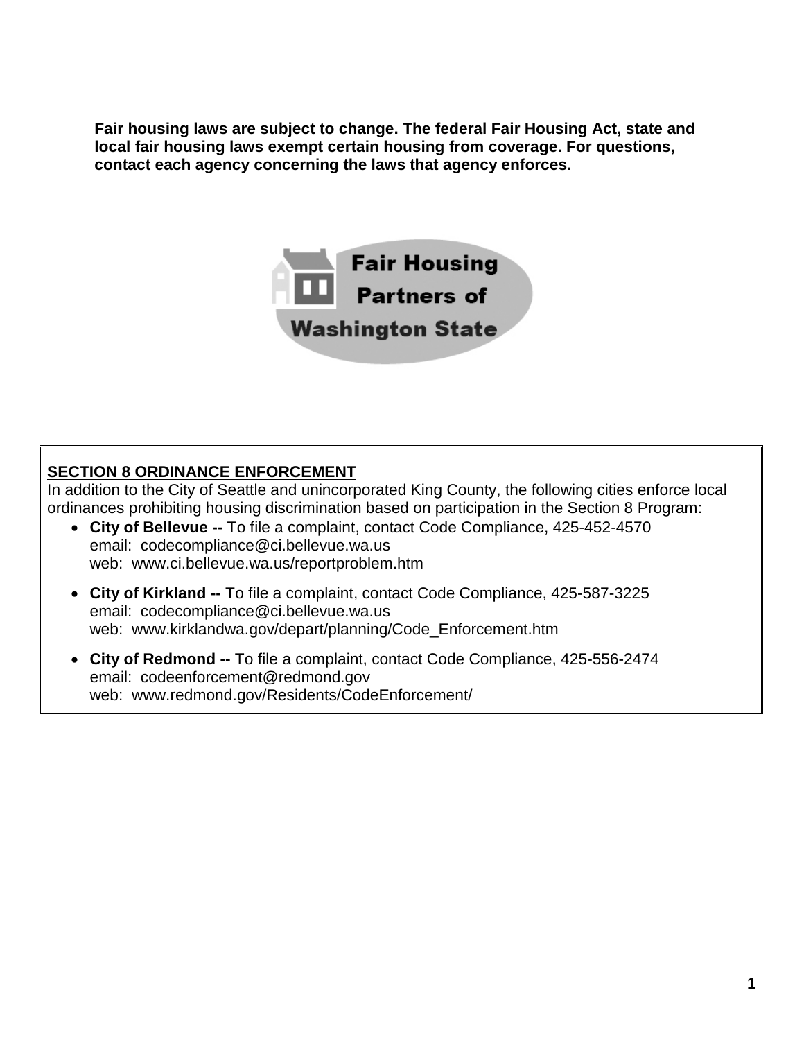**Fair housing laws are subject to change. The federal Fair Housing Act, state and local fair housing laws exempt certain housing from coverage. For questions, contact each agency concerning the laws that agency enforces.**

Fair Housing Partners of Washington State

**SECTION 8 ORDINANCE ENFORCEMENT**

In addition to the City of Seattle and unincorporated King County, the following cities enforce local ordinances prohibiting housing discrimination based on participation in the Section 8 Program:

- **City of Bellevue --** To file a complaint, contact Code Compliance, 425-452-4570
  email: codecompliance@ci.bellevue.wa.us
  web: www.ci.bellevue.wa.us/reportproblem.htm
- **City of Kirkland --** To file a complaint, contact Code Compliance, 425-587-3225
  email: codecompliance@ci.bellevue.wa.us
  web: www.kirklandwa.gov/depart/planning/Code_Enforcement.htm
- **City of Redmond --** To file a complaint, contact Code Compliance, 425-556-2474
  email: codeenforcement@redmond.gov
  web: www.redmond.gov/Residents/CodeEnforcement/